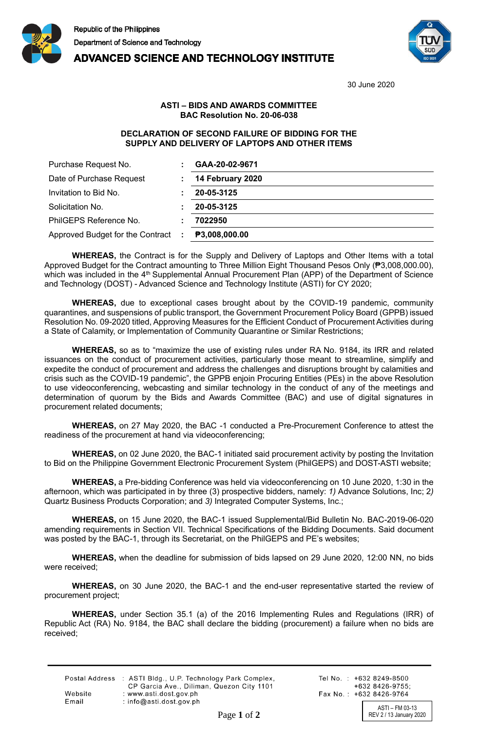Republic of the Philippines
Department of Science and Technology
**ADVANCED SCIENCE AND TECHNOLOGY INSTITUTE**

30 June 2020

**ASTI – BIDS AND AWARDS COMMITTEE**
**BAC Resolution No. 20-06-038**

**DECLARATION OF SECOND FAILURE OF BIDDING FOR THE SUPPLY AND DELIVERY OF LAPTOPS AND OTHER ITEMS**

| | | |
|---|---|---|
| Purchase Request No. | : | **GAA-20-02-9671** |
| Date of Purchase Request | : | **14 February 2020** |
| Invitation to Bid No. | : | **20-05-3125** |
| Solicitation No. | : | **20-05-3125** |
| PhilGEPS Reference No. | : | **7022950** |
| Approved Budget for the Contract | : | **₱3,008,000.00** |

**WHEREAS,** the Contract is for the Supply and Delivery of Laptops and Other Items with a total Approved Budget for the Contract amounting to Three Million Eight Thousand Pesos Only (₱3,008,000.00), which was included in the 4th Supplemental Annual Procurement Plan (APP) of the Department of Science and Technology (DOST) - Advanced Science and Technology Institute (ASTI) for CY 2020;

**WHEREAS,** due to exceptional cases brought about by the COVID-19 pandemic, community quarantines, and suspensions of public transport, the Government Procurement Policy Board (GPPB) issued Resolution No. 09-2020 titled, Approving Measures for the Efficient Conduct of Procurement Activities during a State of Calamity, or Implementation of Community Quarantine or Similar Restrictions;

**WHEREAS,** so as to "maximize the use of existing rules under RA No. 9184, its IRR and related issuances on the conduct of procurement activities, particularly those meant to streamline, simplify and expedite the conduct of procurement and address the challenges and disruptions brought by calamities and crisis such as the COVID-19 pandemic", the GPPB enjoin Procuring Entities (PEs) in the above Resolution to use videoconferencing, webcasting and similar technology in the conduct of any of the meetings and determination of quorum by the Bids and Awards Committee (BAC) and use of digital signatures in procurement related documents;

**WHEREAS,** on 27 May 2020, the BAC -1 conducted a Pre-Procurement Conference to attest the readiness of the procurement at hand via videoconferencing;

**WHEREAS,** on 02 June 2020, the BAC-1 initiated said procurement activity by posting the Invitation to Bid on the Philippine Government Electronic Procurement System (PhilGEPS) and DOST-ASTI website;

**WHEREAS,** a Pre-bidding Conference was held via videoconferencing on 10 June 2020, 1:30 in the afternoon, which was participated in by three (3) prospective bidders, namely: *1)* Advance Solutions, Inc; 2*)* Quartz Business Products Corporation; and *3)* Integrated Computer Systems, Inc.;

**WHEREAS,** on 15 June 2020, the BAC-1 issued Supplemental/Bid Bulletin No. BAC-2019-06-020 amending requirements in Section VII. Technical Specifications of the Bidding Documents. Said document was posted by the BAC-1, through its Secretariat, on the PhilGEPS and PE's websites;

**WHEREAS,** when the deadline for submission of bids lapsed on 29 June 2020, 12:00 NN, no bids were received;

**WHEREAS,** on 30 June 2020, the BAC-1 and the end-user representative started the review of procurement project;

**WHEREAS,** under Section 35.1 (a) of the 2016 Implementing Rules and Regulations (IRR) of Republic Act (RA) No. 9184, the BAC shall declare the bidding (procurement) a failure when no bids are received;

Postal Address : ASTI Bldg., U.P. Technology Park Complex, CP Garcia Ave., Diliman, Quezon City 1101
Website : www.asti.dost.gov.ph
Email : info@asti.dost.gov.ph
Tel No. : +632 8249-8500; +632 8426-9755;
Fax No. : +632 8426-9764

ASTI – FM 03-13
REV 2 / 13 January 2020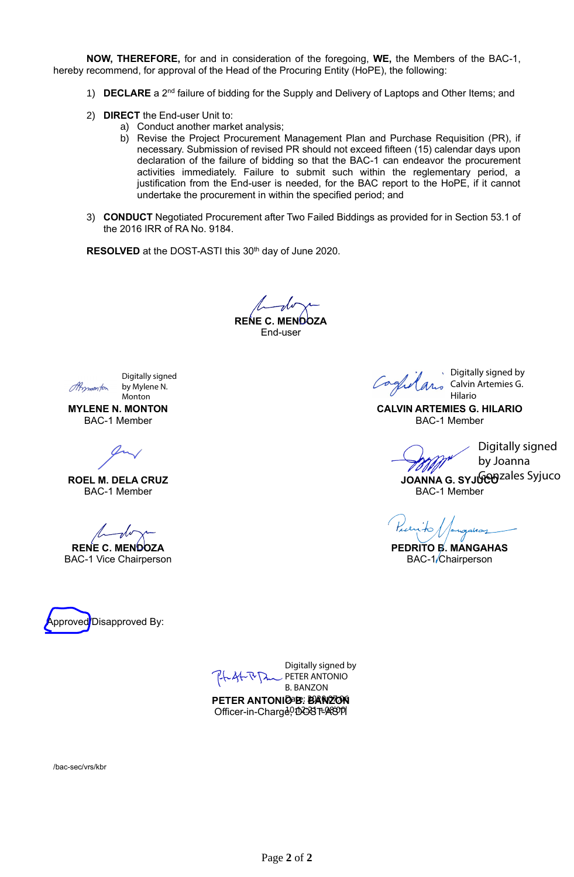**NOW, THEREFORE,** for and in consideration of the foregoing, **WE,** the Members of the BAC-1, hereby recommend, for approval of the Head of the Procuring Entity (HoPE), the following:

1) **DECLARE** a 2nd failure of bidding for the Supply and Delivery of Laptops and Other Items; and

2) **DIRECT** the End-user Unit to:
   a) Conduct another market analysis;
   b) Revise the Project Procurement Management Plan and Purchase Requisition (PR), if necessary. Submission of revised PR should not exceed fifteen (15) calendar days upon declaration of the failure of bidding so that the BAC-1 can endeavor the procurement activities immediately. Failure to submit such within the reglementary period, a justification from the End-user is needed, for the BAC report to the HoPE, if it cannot undertake the procurement in within the specified period; and

3) **CONDUCT** Negotiated Procurement after Two Failed Biddings as provided for in Section 53.1 of the 2016 IRR of RA No. 9184.

**RESOLVED** at the DOST-ASTI this 30th day of June 2020.

**RENE C. MENDOZA**
End-user

Digitally signed by Mylene N. Monton
**MYLENE N. MONTON**
BAC-1 Member

Digitally signed by Calvin Artemies G. Hilario
**CALVIN ARTEMIES G. HILARIO**
BAC-1 Member

**ROEL M. DELA CRUZ**
BAC-1 Member

Digitally signed by Joanna Gonzales Syjuco
**JOANNA G. SYJUCO**
BAC-1 Member

**RENE C. MENDOZA**
BAC-1 Vice Chairperson

**PEDRITO B. MANGAHAS**
BAC-1 Chairperson

Approved/Disapproved By:

Digitally signed by PETER ANTONIO B. BANZON
Date: 2020.07.06 10:12:21 +08'00'
**PETER ANTONIO B. BANZON**
Officer-in-Charge, DOST-ASTI

/bac-sec/vrs/kbr